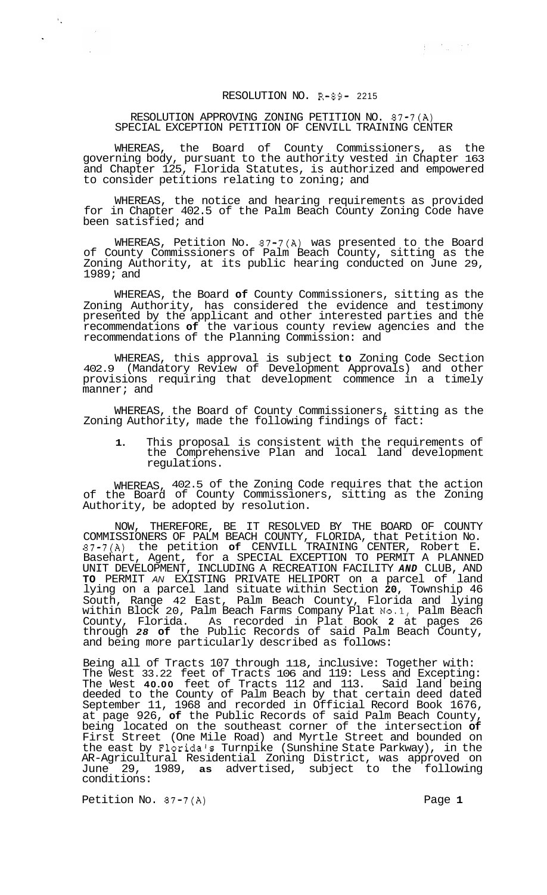RESOLUTION NO. R-89- 2215

RESOLUTION APPROVING ZONING PETITION NO. 87-7(A)
SPECIAL EXCEPTION PETITION OF CENVILL TRAINING CENTER

WHEREAS, the Board of County Commissioners, as the governing body, pursuant to the authority vested in Chapter 163 and Chapter 125, Florida Statutes, is authorized and empowered to consider petitions relating to zoning; and

WHEREAS, the notice and hearing requirements as provided for in Chapter 402.5 of the Palm Beach County Zoning Code have been satisfied; and

WHEREAS, Petition No. 87-7(A) was presented to the Board of County Commissioners of Palm Beach County, sitting as the Zoning Authority, at its public hearing conducted on June 29, 1989; and

WHEREAS, the Board of County Commissioners, sitting as the Zoning Authority, has considered the evidence and testimony presented by the applicant and other interested parties and the recommendations of the various county review agencies and the recommendations of the Planning Commission: and

WHEREAS, this approval is subject to Zoning Code Section 402.9 (Mandatory Review of Development Approvals) and other provisions requiring that development commence in a timely manner; and

WHEREAS, the Board of County Commissioners, sitting as the Zoning Authority, made the following findings of fact:

1. This proposal is consistent with the requirements of the Comprehensive Plan and local land development regulations.

WHEREAS, 402.5 of the Zoning Code requires that the action of the Board of County Commissioners, sitting as the Zoning Authority, be adopted by resolution.

NOW, THEREFORE, BE IT RESOLVED BY THE BOARD OF COUNTY COMMISSIONERS OF PALM BEACH COUNTY, FLORIDA, that Petition No. 87-7(A) the petition of CENVILL TRAINING CENTER, Robert E. Basehart, Agent, for a SPECIAL EXCEPTION TO PERMIT A PLANNED UNIT DEVELOPMENT, INCLUDING A RECREATION FACILITY AND CLUB, AND TO PERMIT AN EXISTING PRIVATE HELIPORT on a parcel of land lying on a parcel land situate within Section 20, Township 46 South, Range 42 East, Palm Beach County, Florida and lying within Block 20, Palm Beach Farms Company Plat No.1, Palm Beach County, Florida. As recorded in Plat Book 2 at pages 26 through 28 of the Public Records of said Palm Beach County, and being more particularly described as follows:

Being all of Tracts 107 through 118, inclusive: Together with: The West 33.22 feet of Tracts 106 and 119: Less and Excepting: The West 40.00 feet of Tracts 112 and 113. Said land being deeded to the County of Palm Beach by that certain deed dated September 11, 1968 and recorded in Official Record Book 1676, at page 926, of the Public Records of said Palm Beach County, being located on the southeast corner of the intersection of First Street (One Mile Road) and Myrtle Street and bounded on the east by Florida's Turnpike (Sunshine State Parkway), in the AR-Agricultural Residential Zoning District, was approved on June 29, 1989, as advertised, subject to the following conditions:

Petition No. 87-7(A)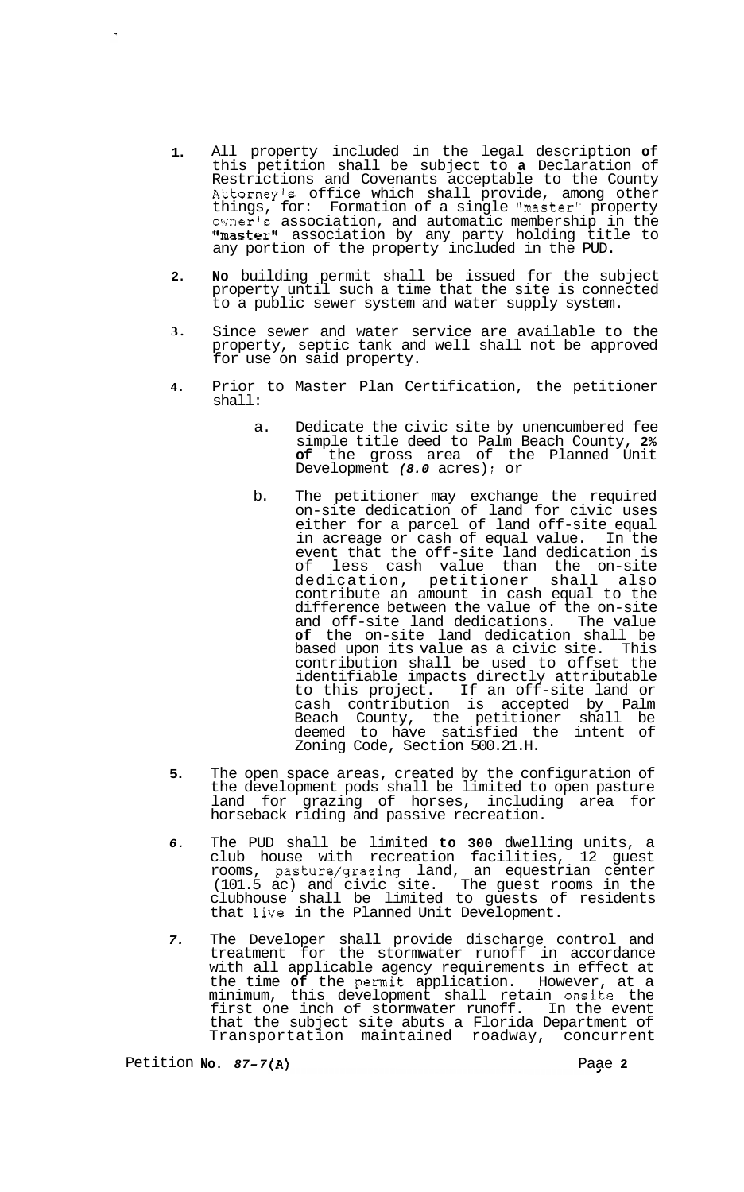1. All property included in the legal description **of** this petition shall be subject to **a** Declaration of Restrictions and Covenants acceptable to the County Attorney's office which shall provide, among other things, for: Formation of a single "master" property owner's association, and automatic membership in the **"master"** association by any party holding title to any portion of the property included in the PUD.

2. **No** building permit shall be issued for the subject property until such a time that the site is connected to a public sewer system and water supply system.

3. Since sewer and water service are available to the property, septic tank and well shall not be approved for use on said property.

4. Prior to Master Plan Certification, the petitioner shall:

   a. Dedicate the civic site by unencumbered fee simple title deed to Palm Beach County, **2% of** the gross area of the Planned Unit Development *(8.0* acres); or

   b. The petitioner may exchange the required on-site dedication of land for civic uses either for a parcel of land off-site equal in acreage or cash of equal value. In the event that the off-site land dedication is of less cash value than the on-site dedication, petitioner shall also contribute an amount in cash equal to the difference between the value of the on-site and off-site land dedications. The value **of** the on-site land dedication shall be based upon its value as a civic site. This contribution shall be used to offset the identifiable impacts directly attributable to this project. If an off-site land or cash contribution is accepted by Palm Beach County, the petitioner shall be deemed to have satisfied the intent of Zoning Code, Section 500.21.H.

5. The open space areas, created by the configuration of the development pods shall be limited to open pasture land for grazing of horses, including area for horseback riding and passive recreation.

6. The PUD shall be limited **to 300** dwelling units, a club house with recreation facilities, 12 guest rooms, pasture/grazing land, an equestrian center (101.5 ac) and civic site. The guest rooms in the clubhouse shall be limited to guests of residents that live in the Planned Unit Development.

7. The Developer shall provide discharge control and treatment for the stormwater runoff in accordance with all applicable agency requirements in effect at the time **of** the permit application. However, at a minimum, this development shall retain onsite the first one inch of stormwater runoff. In the event that the subject site abuts a Florida Department of Transportation maintained roadway, concurrent

Petition **No. *87-7(A)***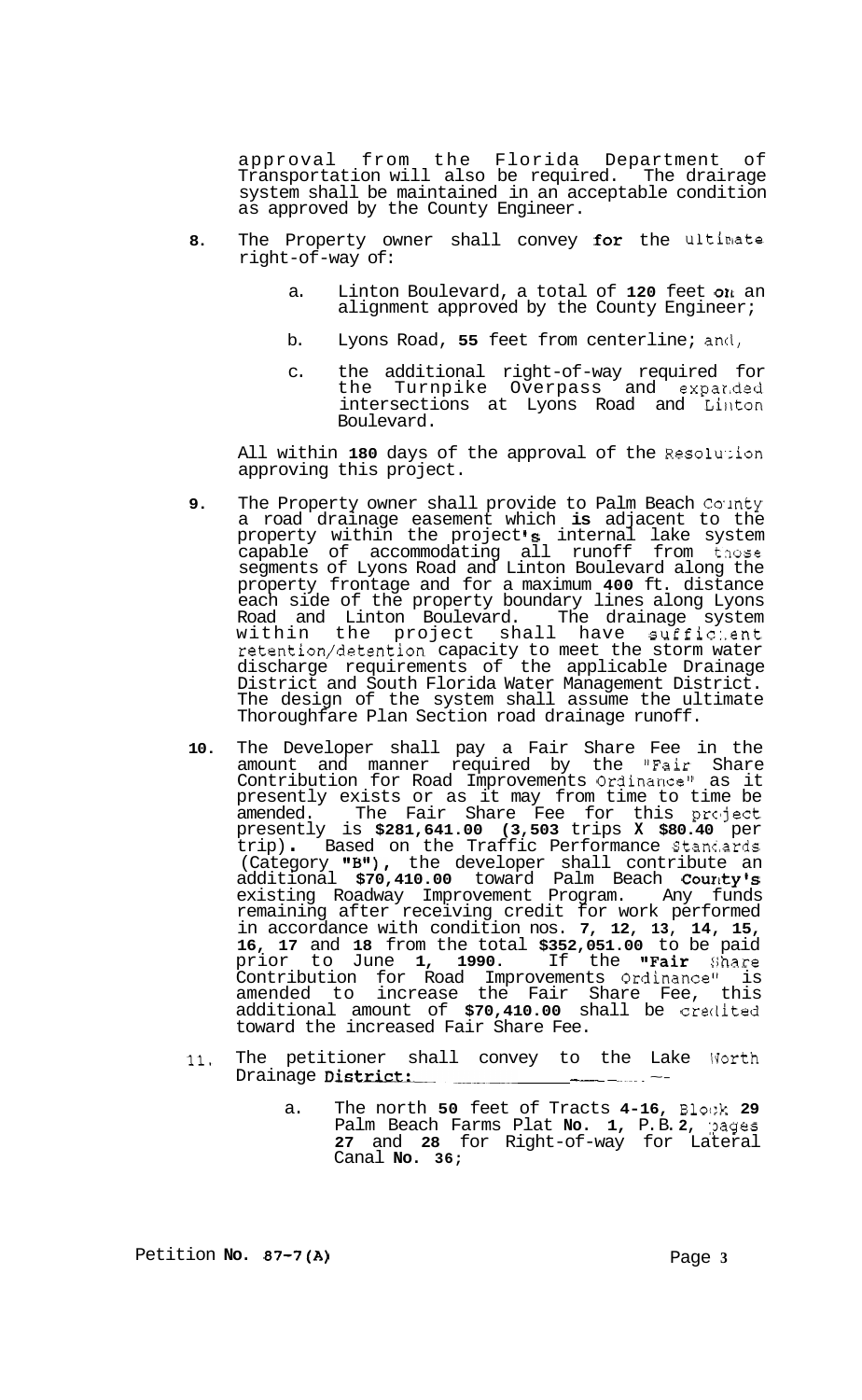approval from the Florida Department of Transportation will also be required. The drairage system shall be maintained in an acceptable condition as approved by the County Engineer.

8. The Property owner shall convey for the ultimate right-of-way of:

   a. Linton Boulevard, a total of 120 feet on an alignment approved by the County Engineer;

   b. Lyons Road, 55 feet from centerline; and,

   c. the additional right-of-way required for the Turnpike Overpass and expanded intersections at Lyons Road and Linton Boulevard.

   All within 180 days of the approval of the Resolution approving this project.

9. The Property owner shall provide to Palm Beach County a road drainage easement which is adjacent to the property within the project's internal lake system capable of accommodating all runoff from those segments of Lyons Road and Linton Boulevard along the property frontage and for a maximum 400 ft. distance each side of the property boundary lines along Lyons Road and Linton Boulevard. The drainage system within the project shall have sufficient retention/detention capacity to meet the storm water discharge requirements of the applicable Drainage District and South Florida Water Management District. The design of the system shall assume the ultimate Thoroughfare Plan Section road drainage runoff.

10. The Developer shall pay a Fair Share Fee in the amount and manner required by the "Fair Share Contribution for Road Improvements Ordinance" as it presently exists or as it may from time to time be amended. The Fair Share Fee for this project presently is $281,641.00 (3,503 trips X $80.40 per trip). Based on the Traffic Performance Standards (Category "B"), the developer shall contribute an additional $70,410.00 toward Palm Beach County's existing Roadway Improvement Program. Any funds remaining after receiving credit for work performed in accordance with condition nos. 7, 12, 13, 14, 15, 16, 17 and 18 from the total $352,051.00 to be paid prior to June 1, 1990. If the "Fair Share Contribution for Road Improvements Ordinance" is amended to increase the Fair Share Fee, this additional amount of $70,410.00 shall be credited toward the increased Fair Share Fee.

11. The petitioner shall convey to the Lake Worth Drainage District:

    a. The north 50 feet of Tracts 4-16, Block 29 Palm Beach Farms Plat No. 1, P.B. 2, pages 27 and 28 for Right-of-way for Lateral Canal No. 36;

Petition No. 87-7(A)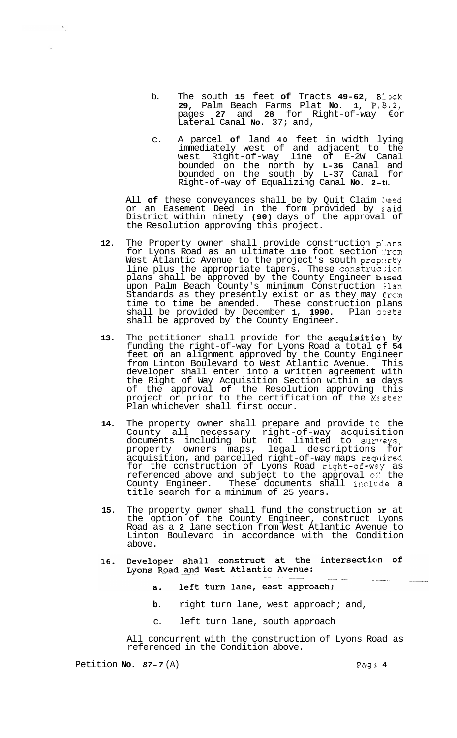b. The south 15 feet of Tracts 49-62, Block 29, Palm Beach Farms Plat No. 1, P.B.2, pages 27 and 28 for Right-of-way for Lateral Canal No. 37; and,

c. A parcel of land 40 feet in width lying immediately west of and adjacent to the west Right-of-way line of E-2W Canal bounded on the north by L-36 Canal and bounded on the south by L-37 Canal for Right-of-way of Equalizing Canal No. 2-ti.

All of these conveyances shall be by Quit Claim Deed or an Easement Deed in the form provided by said District within ninety (90) days of the approval of the Resolution approving this project.

12. The Property owner shall provide construction plans for Lyons Road as an ultimate 110 foot section from West Atlantic Avenue to the project's south property line plus the appropriate tapers. These construction plans shall be approved by the County Engineer based upon Palm Beach County's minimum Construction Plan Standards as they presently exist or as they may from time to time be amended. These construction plans shall be provided by December 1, 1990. Plan costs shall be approved by the County Engineer.

13. The petitioner shall provide for the acquisition by funding the right-of-way for Lyons Road a total of 54 feet on an alignment approved by the County Engineer from Linton Boulevard to West Atlantic Avenue. This developer shall enter into a written agreement with the Right of Way Acquisition Section within 10 days of the approval of the Resolution approving this project or prior to the certification of the Master Plan whichever shall first occur.

14. The property owner shall prepare and provide to the County all necessary right-of-way acquisition documents including but not limited to surveys, property owners maps, legal descriptions for acquisition, and parcelled right-of-way maps required for the construction of Lyons Road right-of-way as referenced above and subject to the approval of the County Engineer. These documents shall include a title search for a minimum of 25 years.

15. The property owner shall fund the construction or at the option of the County Engineer, construct Lyons Road as a 2 lane section from West Atlantic Avenue to Linton Boulevard in accordance with the Condition above.

16. Developer shall construct at the intersection of Lyons Road and West Atlantic Avenue:

a. left turn lane, east approach;

b. right turn lane, west approach; and,

c. left turn lane, south approach

All concurrent with the construction of Lyons Road as referenced in the Condition above.

Petition No. 87-7(A)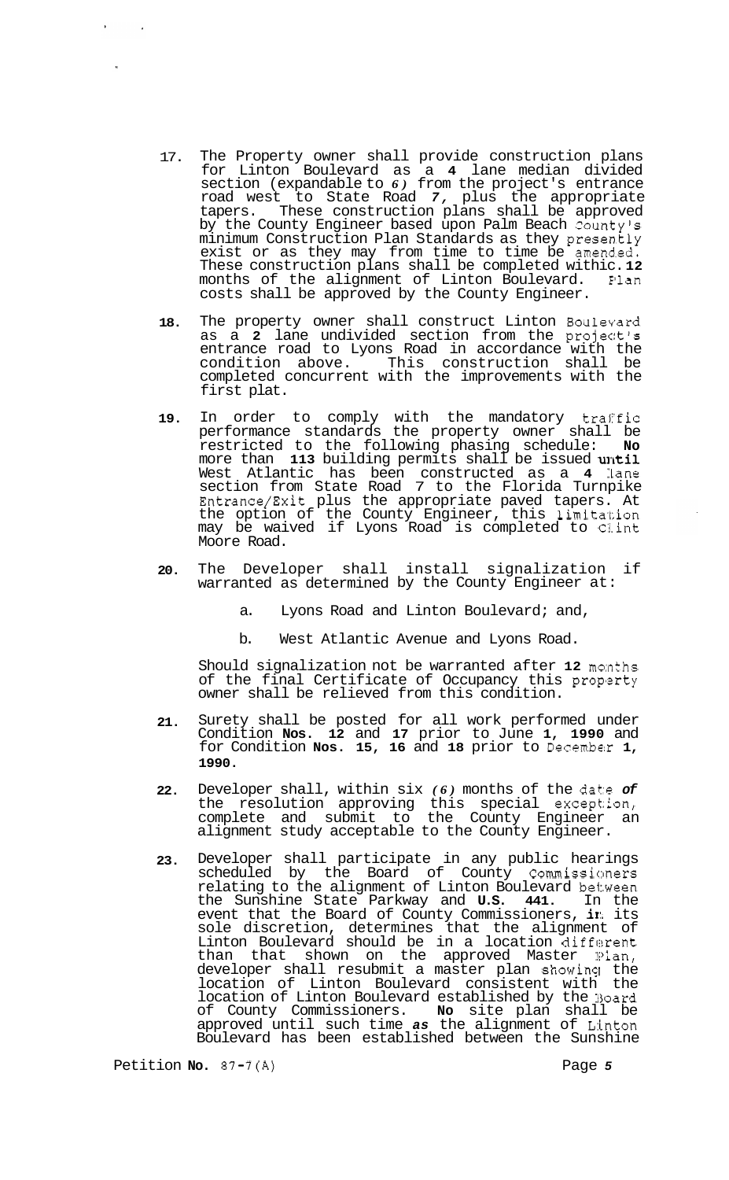17. The Property owner shall provide construction plans for Linton Boulevard as a **4** lane median divided section (expandable to *6)* from the project's entrance road west to State Road *7,* plus the appropriate tapers. These construction plans shall be approved by the County Engineer based upon Palm Beach County's minimum Construction Plan Standards as they presently exist or as they may from time to time be amended. These construction plans shall be completed withic. **12** months of the alignment of Linton Boulevard. Plan costs shall be approved by the County Engineer.

18. The property owner shall construct Linton Boulevard as a **2** lane undivided section from the project's entrance road to Lyons Road in accordance with the condition above. This construction shall be completed concurrent with the improvements with the first plat.

19. In order to comply with the mandatory traffic performance standards the property owner shall be restricted to the following phasing schedule: **No** more than **113** building permits shall be issued **until** West Atlantic has been constructed as a **4** lane section from State Road **7** to the Florida Turnpike Entrance/Exit plus the appropriate paved tapers. At the option of the County Engineer, this limitation may be waived if Lyons Road is completed to Clint Moore Road.

20. The Developer shall install signalization if warranted as determined by the County Engineer at:

    a. Lyons Road and Linton Boulevard; and,

    b. West Atlantic Avenue and Lyons Road.

    Should signalization not be warranted after **12** months of the final Certificate of Occupancy this property owner shall be relieved from this condition.

21. Surety shall be posted for all work performed under Condition **Nos. 12** and **17** prior to June **1, 1990** and for Condition **Nos. 15, 16** and **18** prior to December **1, 1990.**

22. Developer shall, within six *(6)* months of the date *of* the resolution approving this special exception, complete and submit to the County Engineer an alignment study acceptable to the County Engineer.

23. Developer shall participate in any public hearings scheduled by the Board of County Commissioners relating to the alignment of Linton Boulevard between the Sunshine State Parkway and **U.S. 441**. In the event that the Board of County Commissioners, in its sole discretion, determines that the alignment of Linton Boulevard should be in a location different than that shown on the approved Master Plan, developer shall resubmit a master plan showing the location of Linton Boulevard consistent with the location of Linton Boulevard established by the Board of County Commissioners. **No** site plan shall be approved until such time *as* the alignment of Linton Boulevard has been established between the Sunshine

Petition **No.** 87-7(A)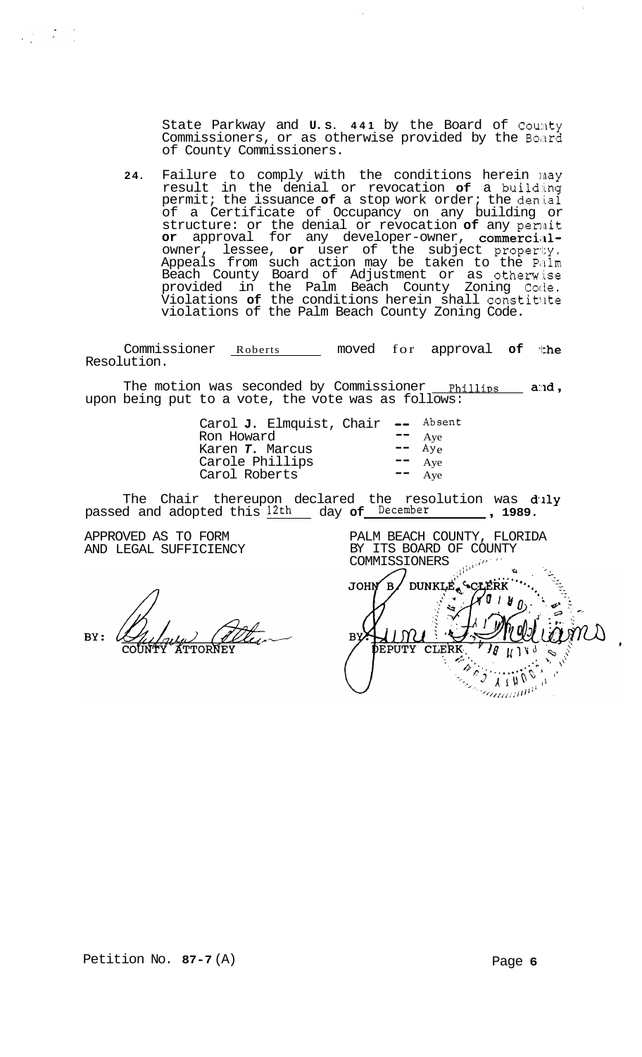State Parkway and U.S. 441 by the Board of County Commissioners, or as otherwise provided by the Board of County Commissioners.

24. Failure to comply with the conditions herein may result in the denial or revocation of a building permit; the issuance of a stop work order; the denial of a Certificate of Occupancy on any building or structure: or the denial or revocation of any permit or approval for any developer-owner, commercial-owner, lessee, or user of the subject property. Appeals from such action may be taken to the Palm Beach County Board of Adjustment or as otherwise provided in the Palm Beach County Zoning Code. Violations of the conditions herein shall constitute violations of the Palm Beach County Zoning Code.

Commissioner Roberts moved for approval of the Resolution.

The motion was seconded by Commissioner Phillips and, upon being put to a vote, the vote was as follows:

| | | |
|---|---|---|
| Carol J. Elmquist, Chair | -- | Absent |
| Ron Howard | -- | Aye |
| Karen T. Marcus | -- | Aye |
| Carole Phillips | -- | Aye |
| Carol Roberts | -- | Aye |

The Chair thereupon declared the resolution was duly passed and adopted this 12th day of December, 1989.

APPROVED AS TO FORM AND LEGAL SUFFICIENCY

BY: COUNTY ATTORNEY

PALM BEACH COUNTY, FLORIDA BY ITS BOARD OF COUNTY COMMISSIONERS

JOHN B. DUNKLE, CLERK

BY: DEPUTY CLERK

Petition No. 87-7(A)